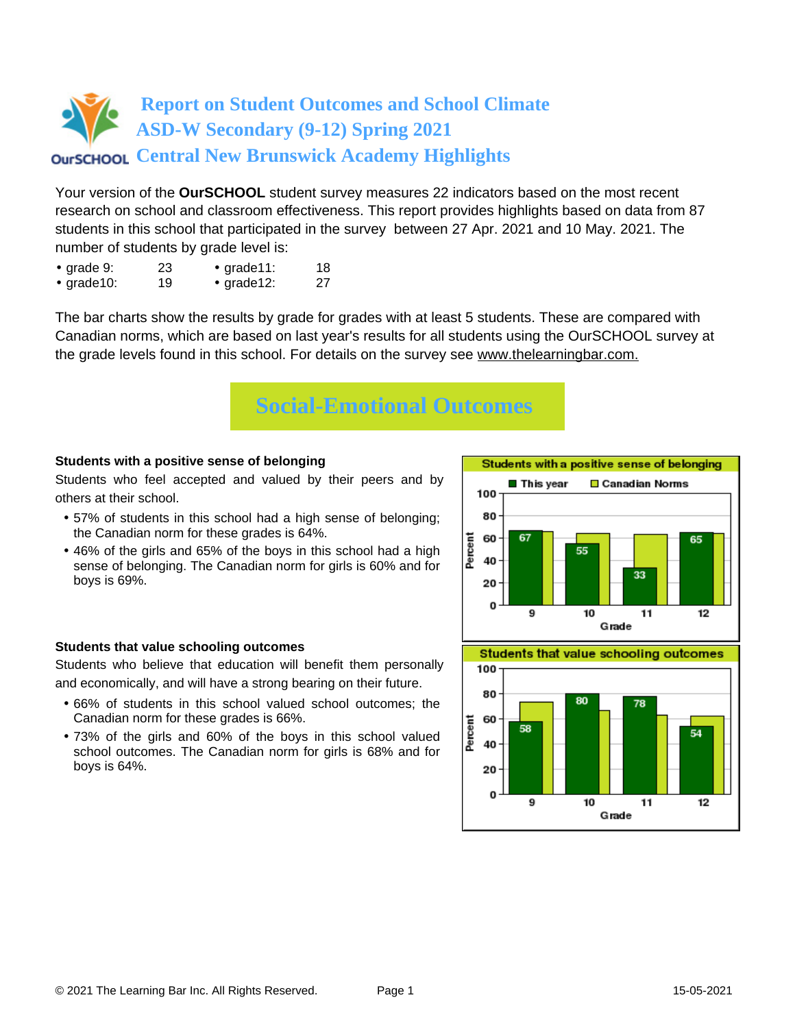# Report on Student Outcomes and School Climate
# ASD-W Secondary (9-12) Spring 2021
# Central New Brunswick Academy Highlights

Your version of the **OurSCHOOL** student survey measures 22 indicators based on the most recent research on school and classroom effectiveness. This report provides highlights based on data from 87 students in this school that participated in the survey between 27 Apr. 2021 and 10 May. 2021. The number of students by grade level is:

- grade 9: 23
- grade10: 19
- grade11: 18
- grade12: 27

The bar charts show the results by grade for grades with at least 5 students. These are compared with Canadian norms, which are based on last year's results for all students using the OurSCHOOL survey at the grade levels found in this school. For details on the survey see www.thelearningbar.com.

## Social-Emotional Outcomes

### Students with a positive sense of belonging

Students who feel accepted and valued by their peers and by others at their school.

- 57% of students in this school had a high sense of belonging; the Canadian norm for these grades is 64%.
- 46% of the girls and 65% of the boys in this school had a high sense of belonging. The Canadian norm for girls is 60% and for boys is 69%.

**Students with a positive sense of belonging**

| Grade | This year | Canadian Norms |
|---|---|---|
| 9 | 67 | |
| 10 | 55 | |
| 11 | 33 | |
| 12 | 65 | |

### Students that value schooling outcomes

Students who believe that education will benefit them personally and economically, and will have a strong bearing on their future.

- 66% of students in this school valued school outcomes; the Canadian norm for these grades is 66%.
- 73% of the girls and 60% of the boys in this school valued school outcomes. The Canadian norm for girls is 68% and for boys is 64%.

**Students that value schooling outcomes**

| Grade | This year | Canadian Norms |
|---|---|---|
| 9 | 58 | |
| 10 | 80 | |
| 11 | 78 | |
| 12 | 54 | |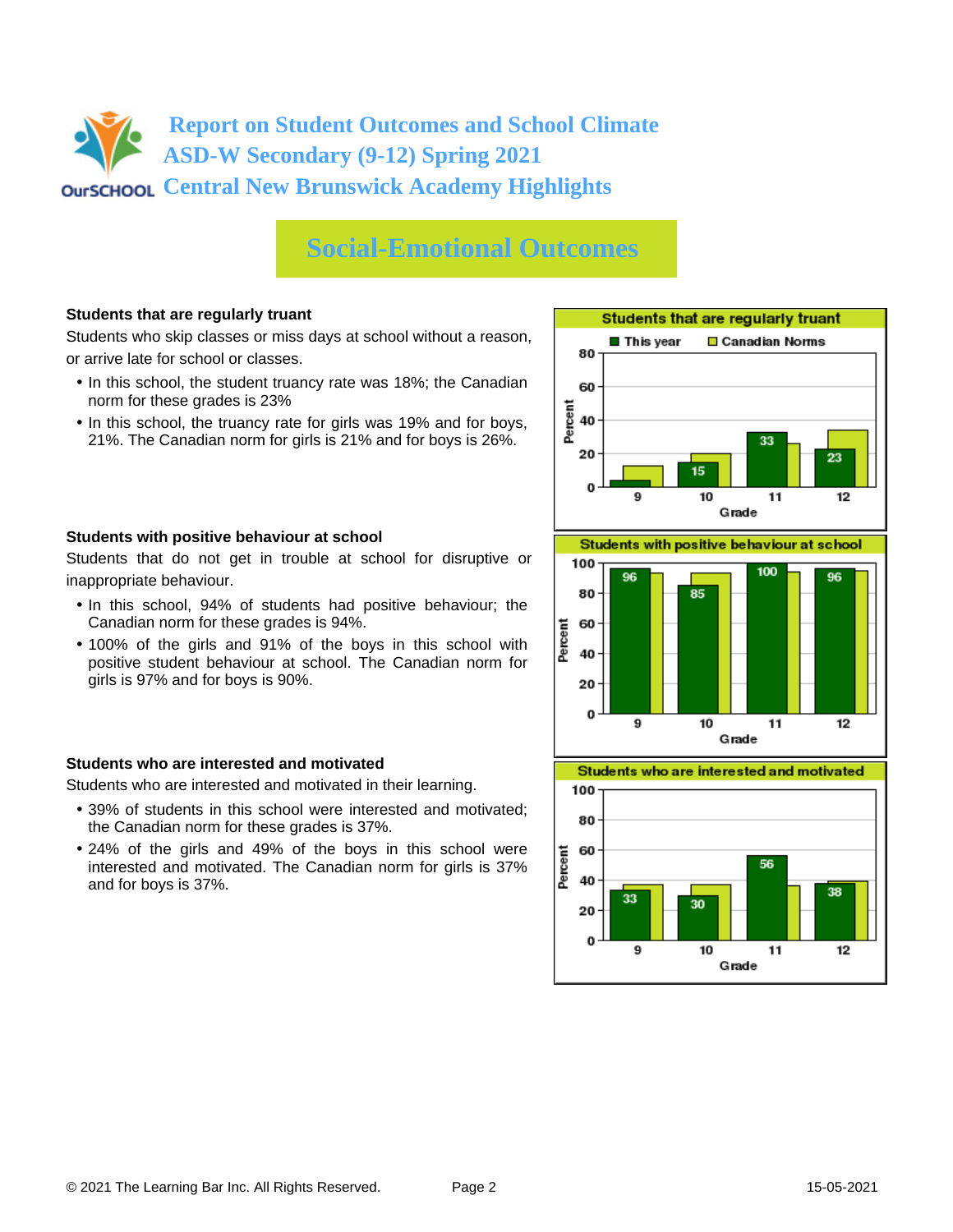# Report on Student Outcomes and School Climate
# ASD-W Secondary (9-12) Spring 2021
# Central New Brunswick Academy Highlights

## Social-Emotional Outcomes

### Students that are regularly truant

Students who skip classes or miss days at school without a reason, or arrive late for school or classes.

- In this school, the student truancy rate was 18%; the Canadian norm for these grades is 23%
- In this school, the truancy rate for girls was 19% and for boys, 21%. The Canadian norm for girls is 21% and for boys is 26%.

**Students that are regularly truant**

| Grade | This year | Canadian Norms |
|---|---|---|
| 9 | | |
| 10 | 15 | |
| 11 | 33 | |
| 12 | 23 | |

### Students with positive behaviour at school

Students that do not get in trouble at school for disruptive or inappropriate behaviour.

- In this school, 94% of students had positive behaviour; the Canadian norm for these grades is 94%.
- 100% of the girls and 91% of the boys in this school with positive student behaviour at school. The Canadian norm for girls is 97% and for boys is 90%.

**Students with positive behaviour at school**

| Grade | This year | Canadian Norms |
|---|---|---|
| 9 | 96 | |
| 10 | 85 | |
| 11 | 100 | |
| 12 | 96 | |

### Students who are interested and motivated

Students who are interested and motivated in their learning.

- 39% of students in this school were interested and motivated; the Canadian norm for these grades is 37%.
- 24% of the girls and 49% of the boys in this school were interested and motivated. The Canadian norm for girls is 37% and for boys is 37%.

**Students who are interested and motivated**

| Grade | This year | Canadian Norms |
|---|---|---|
| 9 | 33 | |
| 10 | 30 | |
| 11 | 56 | |
| 12 | 38 | |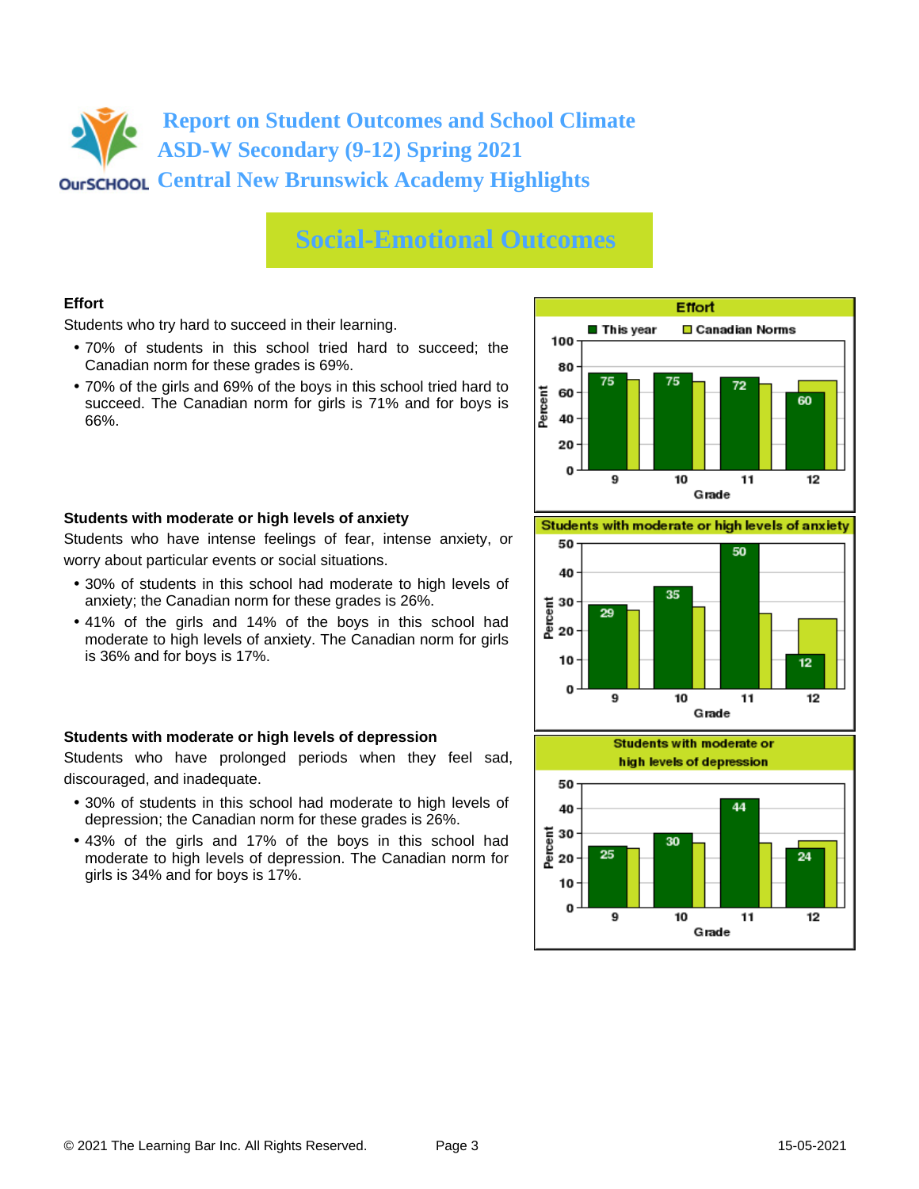# Report on Student Outcomes and School Climate
# ASD-W Secondary (9-12) Spring 2021
# Central New Brunswick Academy Highlights

## Social-Emotional Outcomes

### Effort

Students who try hard to succeed in their learning.

- 70% of students in this school tried hard to succeed; the Canadian norm for these grades is 69%.
- 70% of the girls and 69% of the boys in this school tried hard to succeed. The Canadian norm for girls is 71% and for boys is 66%.

**Effort**

| Grade | This year | Canadian Norms |
|---|---|---|
| 9 | 75 | |
| 10 | 75 | |
| 11 | 72 | |
| 12 | 60 | |

### Students with moderate or high levels of anxiety

Students who have intense feelings of fear, intense anxiety, or worry about particular events or social situations.

- 30% of students in this school had moderate to high levels of anxiety; the Canadian norm for these grades is 26%.
- 41% of the girls and 14% of the boys in this school had moderate to high levels of anxiety. The Canadian norm for girls is 36% and for boys is 17%.

**Students with moderate or high levels of anxiety**

| Grade | This year | Canadian Norms |
|---|---|---|
| 9 | 29 | |
| 10 | 35 | |
| 11 | 50 | |
| 12 | 12 | |

### Students with moderate or high levels of depression

Students who have prolonged periods when they feel sad, discouraged, and inadequate.

- 30% of students in this school had moderate to high levels of depression; the Canadian norm for these grades is 26%.
- 43% of the girls and 17% of the boys in this school had moderate to high levels of depression. The Canadian norm for girls is 34% and for boys is 17%.

**Students with moderate or high levels of depression**

| Grade | This year | Canadian Norms |
|---|---|---|
| 9 | 25 | |
| 10 | 30 | |
| 11 | 44 | |
| 12 | 24 | |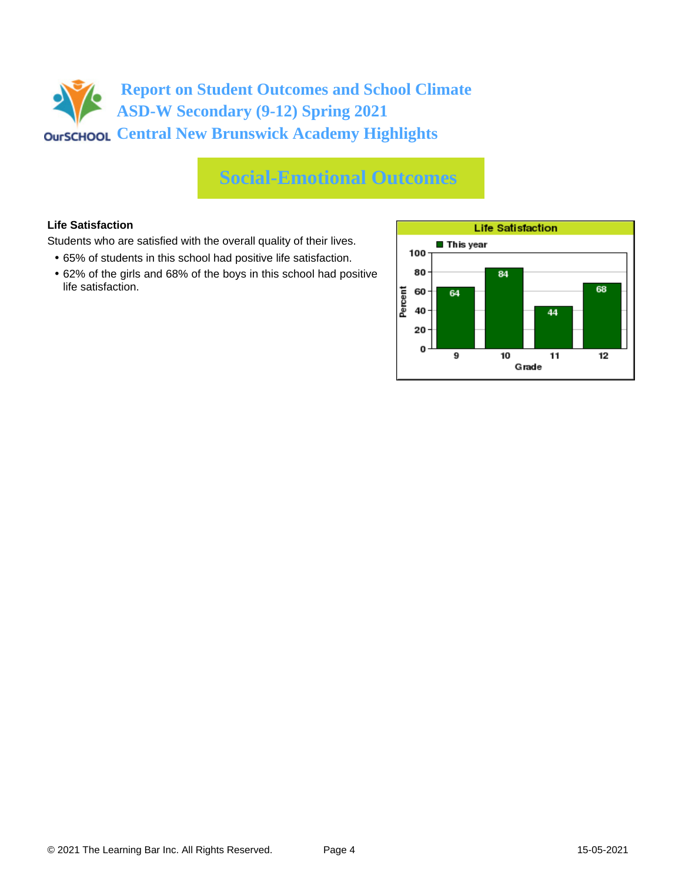# Report on Student Outcomes and School Climate
# ASD-W Secondary (9-12) Spring 2021
# Central New Brunswick Academy Highlights

## Social-Emotional Outcomes

**Life Satisfaction**

Students who are satisfied with the overall quality of their lives.

- 65% of students in this school had positive life satisfaction.
- 62% of the girls and 68% of the boys in this school had positive life satisfaction.

**Life Satisfaction**

| Grade | This year (Percent) |
|---|---|
| 9 | 64 |
| 10 | 84 |
| 11 | 44 |
| 12 | 68 |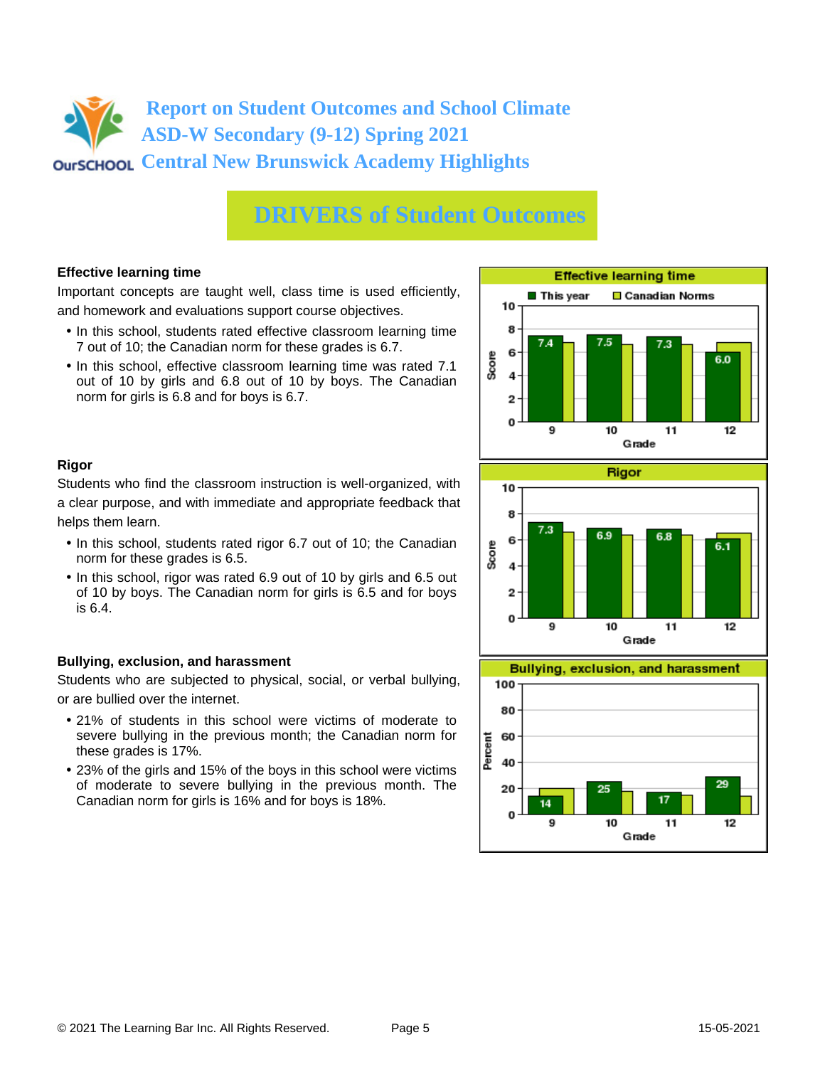# Report on Student Outcomes and School Climate
# ASD-W Secondary (9-12) Spring 2021
# Central New Brunswick Academy Highlights

## DRIVERS of Student Outcomes

### Effective learning time

Important concepts are taught well, class time is used efficiently, and homework and evaluations support course objectives.

- In this school, students rated effective classroom learning time 7 out of 10; the Canadian norm for these grades is 6.7.
- In this school, effective classroom learning time was rated 7.1 out of 10 by girls and 6.8 out of 10 by boys. The Canadian norm for girls is 6.8 and for boys is 6.7.

**Effective learning time** (Score)

| Grade | This year | Canadian Norms |
|---|---|---|
| 9 | 7.4 | |
| 10 | 7.5 | |
| 11 | 7.3 | |
| 12 | 6.0 | |

### Rigor

Students who find the classroom instruction is well-organized, with a clear purpose, and with immediate and appropriate feedback that helps them learn.

- In this school, students rated rigor 6.7 out of 10; the Canadian norm for these grades is 6.5.
- In this school, rigor was rated 6.9 out of 10 by girls and 6.5 out of 10 by boys. The Canadian norm for girls is 6.5 and for boys is 6.4.

**Rigor** (Score)

| Grade | This year | Canadian Norms |
|---|---|---|
| 9 | 7.3 | |
| 10 | 6.9 | |
| 11 | 6.8 | |
| 12 | 6.1 | |

### Bullying, exclusion, and harassment

Students who are subjected to physical, social, or verbal bullying, or are bullied over the internet.

- 21% of students in this school were victims of moderate to severe bullying in the previous month; the Canadian norm for these grades is 17%.
- 23% of the girls and 15% of the boys in this school were victims of moderate to severe bullying in the previous month. The Canadian norm for girls is 16% and for boys is 18%.

**Bullying, exclusion, and harassment** (Percent)

| Grade | This year | Canadian Norms |
|---|---|---|
| 9 | 14 | |
| 10 | 25 | |
| 11 | 17 | |
| 12 | 29 | |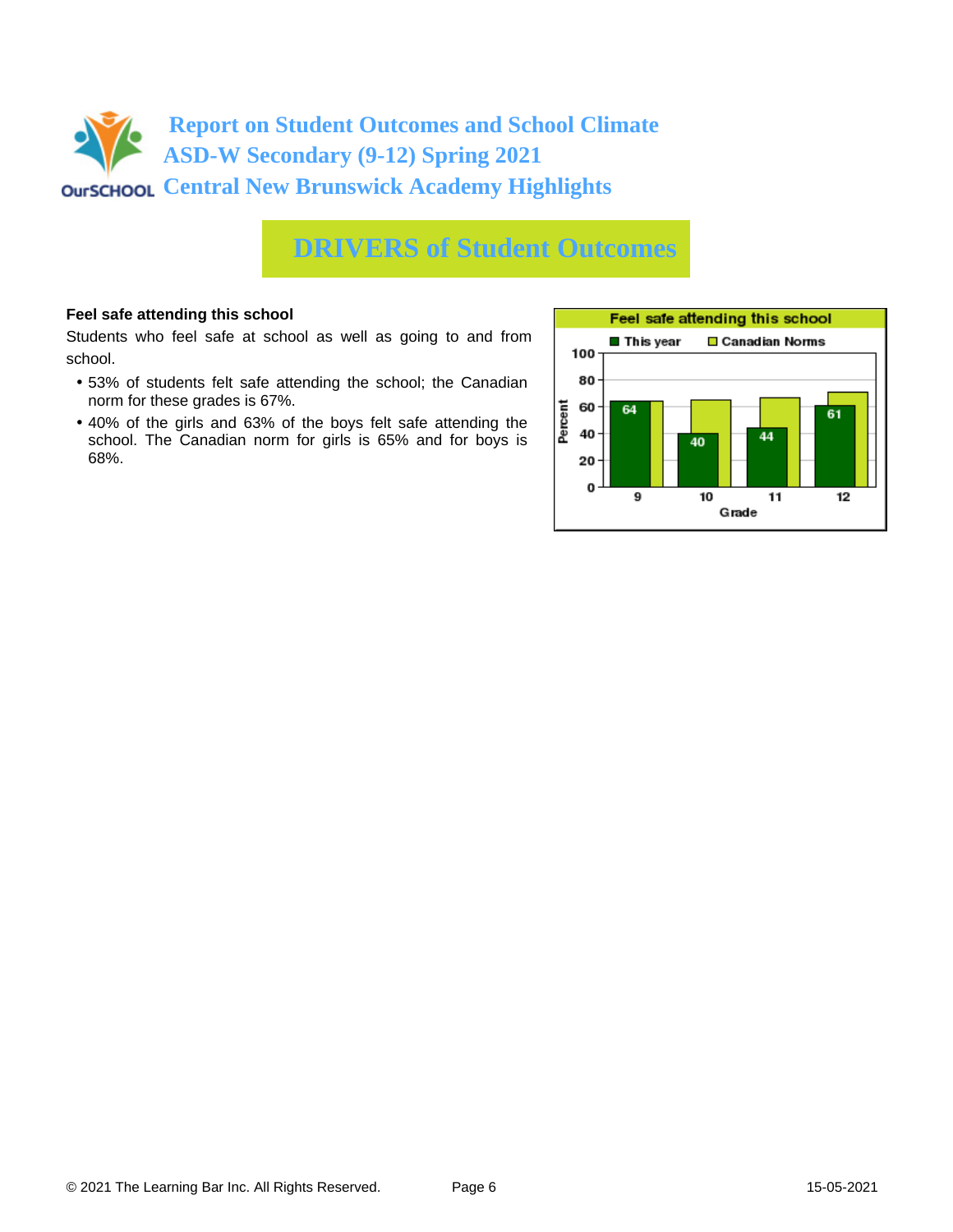# Report on Student Outcomes and School Climate
## ASD-W Secondary (9-12) Spring 2021
## Central New Brunswick Academy Highlights

# DRIVERS of Student Outcomes

**Feel safe attending this school**

Students who feel safe at school as well as going to and from school.

- 53% of students felt safe attending the school; the Canadian norm for these grades is 67%.
- 40% of the girls and 63% of the boys felt safe attending the school. The Canadian norm for girls is 65% and for boys is 68%.

**Feel safe attending this school**

| Grade | This year | Canadian Norms |
|---|---|---|
| 9 | 64 | |
| 10 | 40 | |
| 11 | 44 | |
| 12 | 61 | |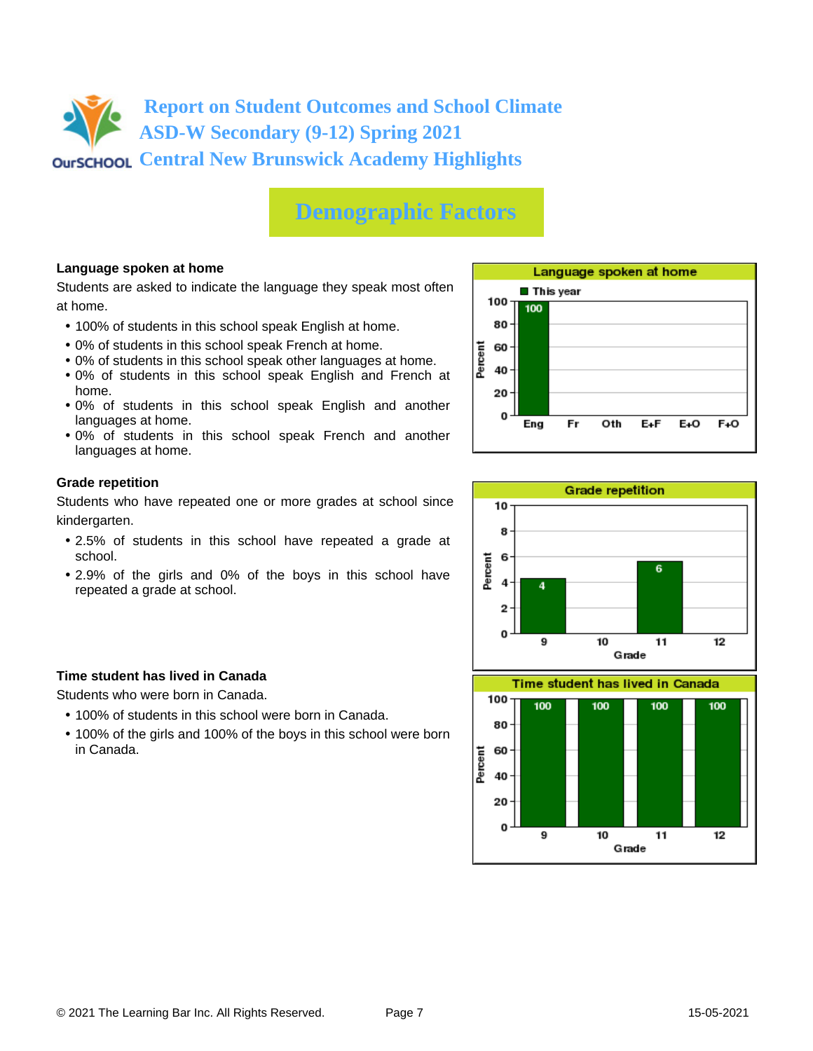# Report on Student Outcomes and School Climate
# ASD-W Secondary (9-12) Spring 2021
# Central New Brunswick Academy Highlights

## Demographic Factors

### Language spoken at home

Students are asked to indicate the language they speak most often at home.

- 100% of students in this school speak English at home.
- 0% of students in this school speak French at home.
- 0% of students in this school speak other languages at home.
- 0% of students in this school speak English and French at home.
- 0% of students in this school speak English and another languages at home.
- 0% of students in this school speak French and another languages at home.

**Language spoken at home** (Percent, This year)

| Eng | Fr | Oth | E+F | E+O | F+O |
|---|---|---|---|---|---|
| 100 | | | | | |

### Grade repetition

Students who have repeated one or more grades at school since kindergarten.

- 2.5% of students in this school have repeated a grade at school.
- 2.9% of the girls and 0% of the boys in this school have repeated a grade at school.

**Grade repetition** (Percent)

| Grade | 9 | 10 | 11 | 12 |
|---|---|---|---|---|
| Percent | 4 | | 6 | |

### Time student has lived in Canada

Students who were born in Canada.

- 100% of students in this school were born in Canada.
- 100% of the girls and 100% of the boys in this school were born in Canada.

**Time student has lived in Canada** (Percent)

| Grade | 9 | 10 | 11 | 12 |
|---|---|---|---|---|
| Percent | 100 | 100 | 100 | 100 |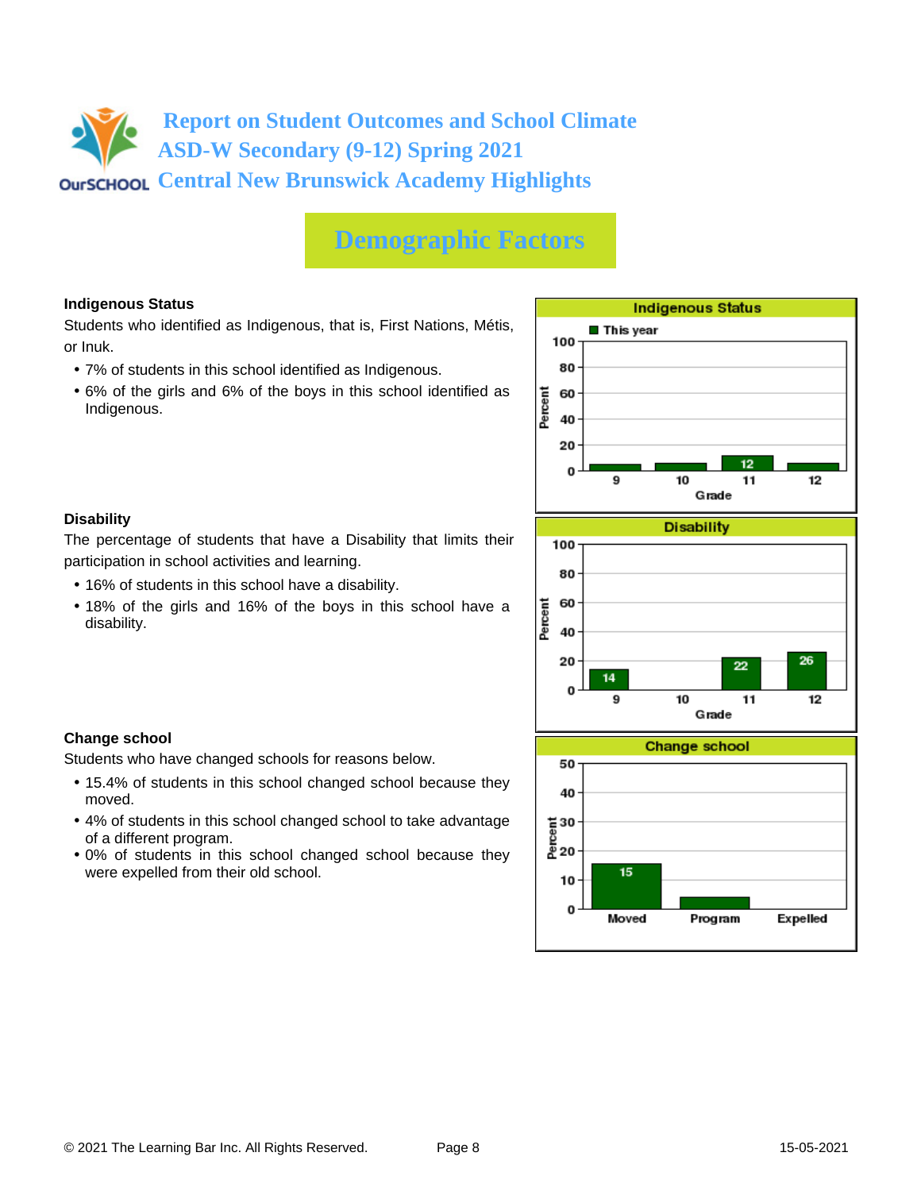# Report on Student Outcomes and School Climate
# ASD-W Secondary (9-12) Spring 2021
# Central New Brunswick Academy Highlights

## Demographic Factors

### Indigenous Status

Students who identified as Indigenous, that is, First Nations, Métis, or Inuk.

- 7% of students in this school identified as Indigenous.
- 6% of the girls and 6% of the boys in this school identified as Indigenous.

**Indigenous Status**

| Grade | 9 | 10 | 11 | 12 |
|---|---|---|---|---|
| This year (Percent) | | | 12 | |

### Disability

The percentage of students that have a Disability that limits their participation in school activities and learning.

- 16% of students in this school have a disability.
- 18% of the girls and 16% of the boys in this school have a disability.

**Disability**

| Grade | 9 | 10 | 11 | 12 |
|---|---|---|---|---|
| Percent | 14 | | 22 | 26 |

### Change school

Students who have changed schools for reasons below.

- 15.4% of students in this school changed school because they moved.
- 4% of students in this school changed school to take advantage of a different program.
- 0% of students in this school changed school because they were expelled from their old school.

**Change school**

| | Moved | Program | Expelled |
|---|---|---|---|
| Percent | 15 | | |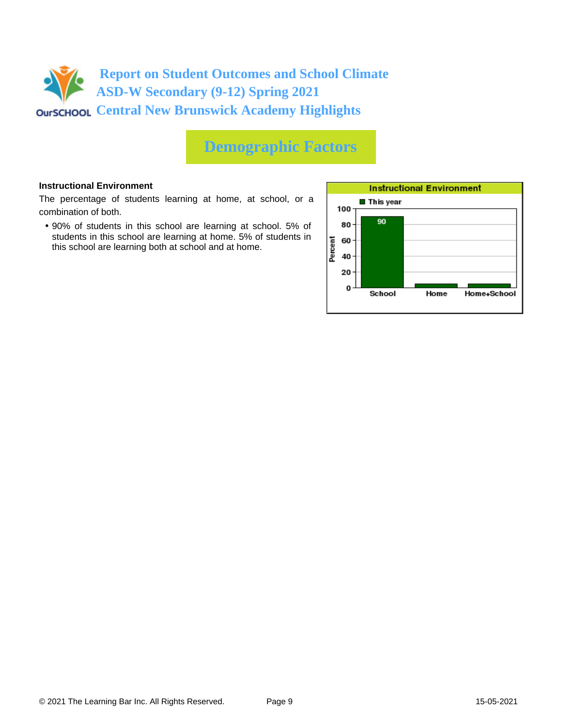# Report on Student Outcomes and School Climate
# ASD-W Secondary (9-12) Spring 2021
# Central New Brunswick Academy Highlights

## Demographic Factors

**Instructional Environment**

The percentage of students learning at home, at school, or a combination of both.

- 90% of students in this school are learning at school. 5% of students in this school are learning at home. 5% of students in this school are learning both at school and at home.

**Instructional Environment**

| | School | Home | Home+School |
|---|---|---|---|
| This year (Percent) | 90 | 5 | 5 |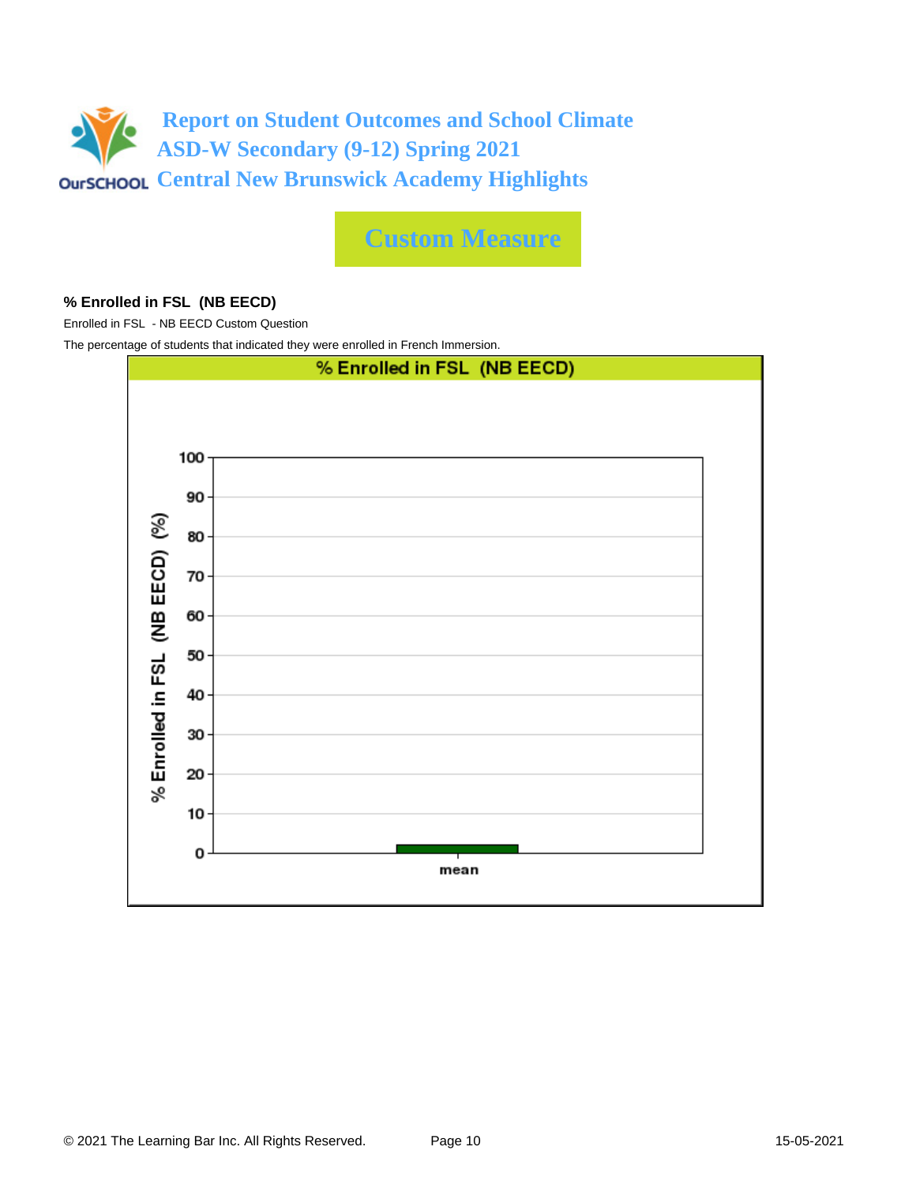# Report on Student Outcomes and School Climate
# ASD-W Secondary (9-12) Spring 2021
# Central New Brunswick Academy Highlights

## Custom Measure

**% Enrolled in FSL (NB EECD)**

Enrolled in FSL - NB EECD Custom Question

The percentage of students that indicated they were enrolled in French Immersion.

% Enrolled in FSL (NB EECD)

| | % Enrolled in FSL (NB EECD) (%) |
|---|---|
| mean | ~2 |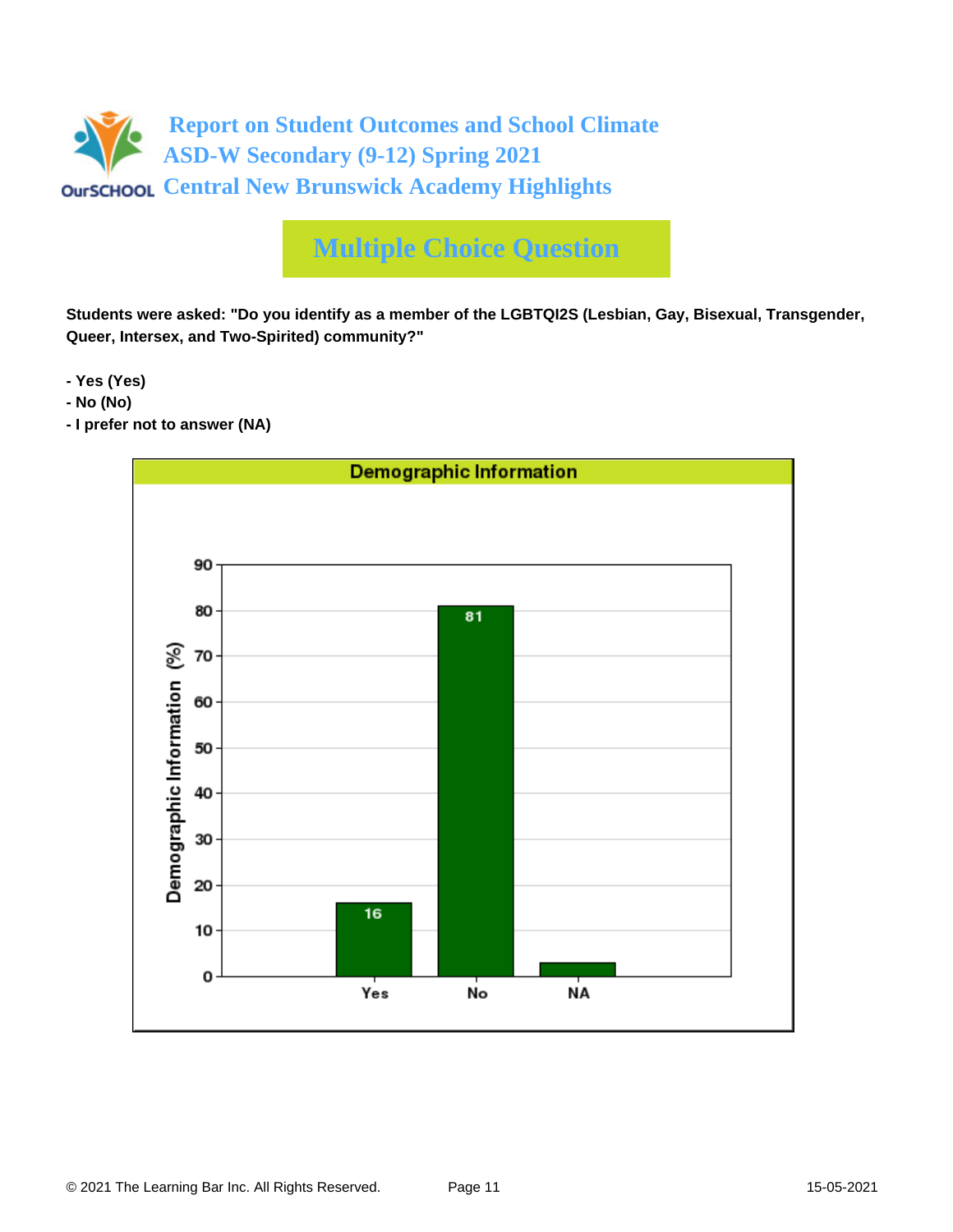# Report on Student Outcomes and School Climate
# ASD-W Secondary (9-12) Spring 2021
# Central New Brunswick Academy Highlights

## Multiple Choice Question

**Students were asked: "Do you identify as a member of the LGBTQI2S (Lesbian, Gay, Bisexual, Transgender, Queer, Intersex, and Two-Spirited) community?"**

- **Yes (Yes)**
- **No (No)**
- **I prefer not to answer (NA)**

**Demographic Information**

| Response | Demographic Information (%) |
|---|---|
| Yes | 16 |
| No | 81 |
| NA | |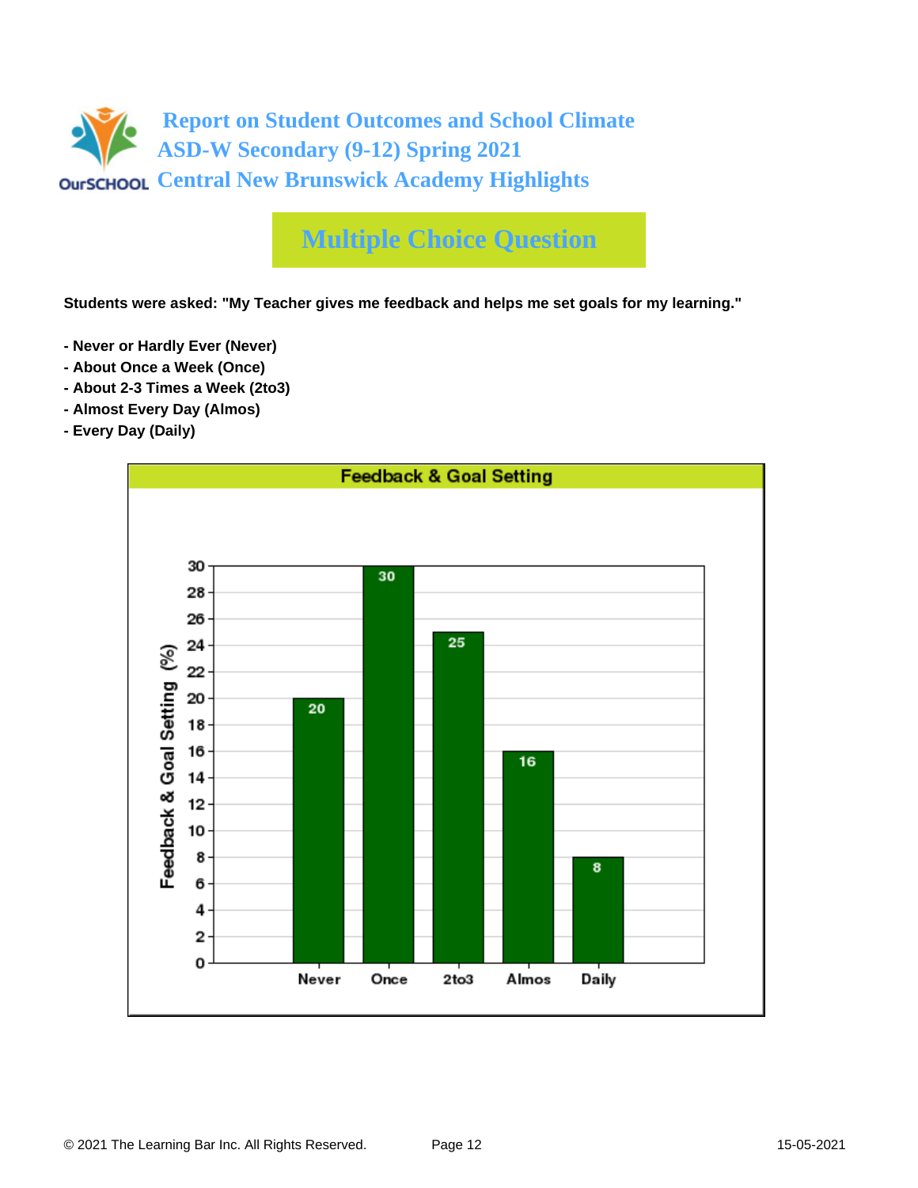# Report on Student Outcomes and School Climate
# ASD-W Secondary (9-12) Spring 2021
# Central New Brunswick Academy Highlights

## Multiple Choice Question

**Students were asked: "My Teacher gives me feedback and helps me set goals for my learning."**

**- Never or Hardly Ever (Never)**
**- About Once a Week (Once)**
**- About 2-3 Times a Week (2to3)**
**- Almost Every Day (Almos)**
**- Every Day (Daily)**

**Feedback & Goal Setting**

| Response | Feedback & Goal Setting (%) |
|---|---|
| Never | 20 |
| Once | 30 |
| 2to3 | 25 |
| Almos | 16 |
| Daily | 8 |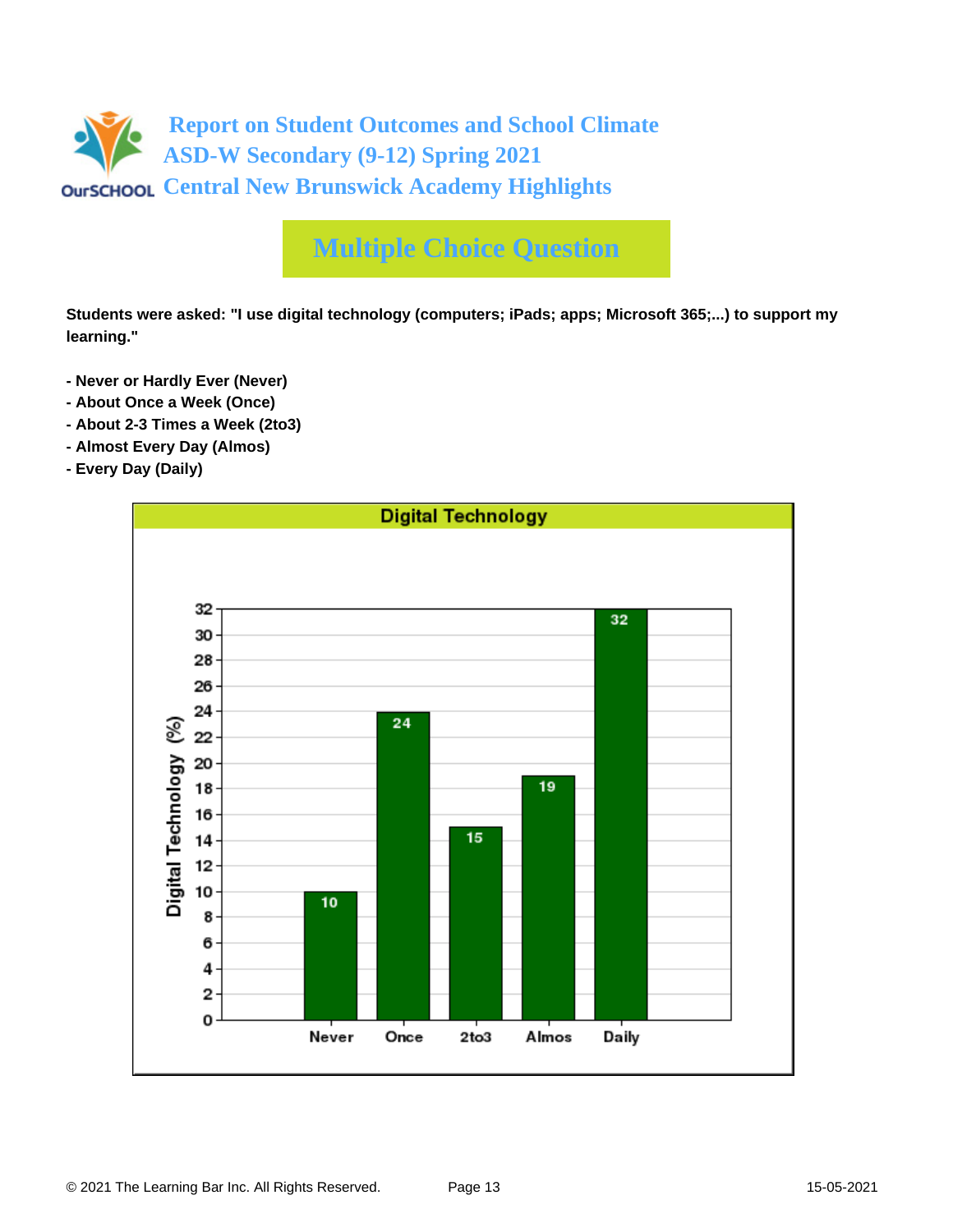# Report on Student Outcomes and School Climate
# ASD-W Secondary (9-12) Spring 2021
# Central New Brunswick Academy Highlights

## Multiple Choice Question

**Students were asked: "I use digital technology (computers; iPads; apps; Microsoft 365;...) to support my learning."**

- **Never or Hardly Ever (Never)**
- **About Once a Week (Once)**
- **About 2-3 Times a Week (2to3)**
- **Almost Every Day (Almos)**
- **Every Day (Daily)**

**Digital Technology**

| Response | Digital Technology (%) |
| --- | --- |
| Never | 10 |
| Once | 24 |
| 2to3 | 15 |
| Almos | 19 |
| Daily | 32 |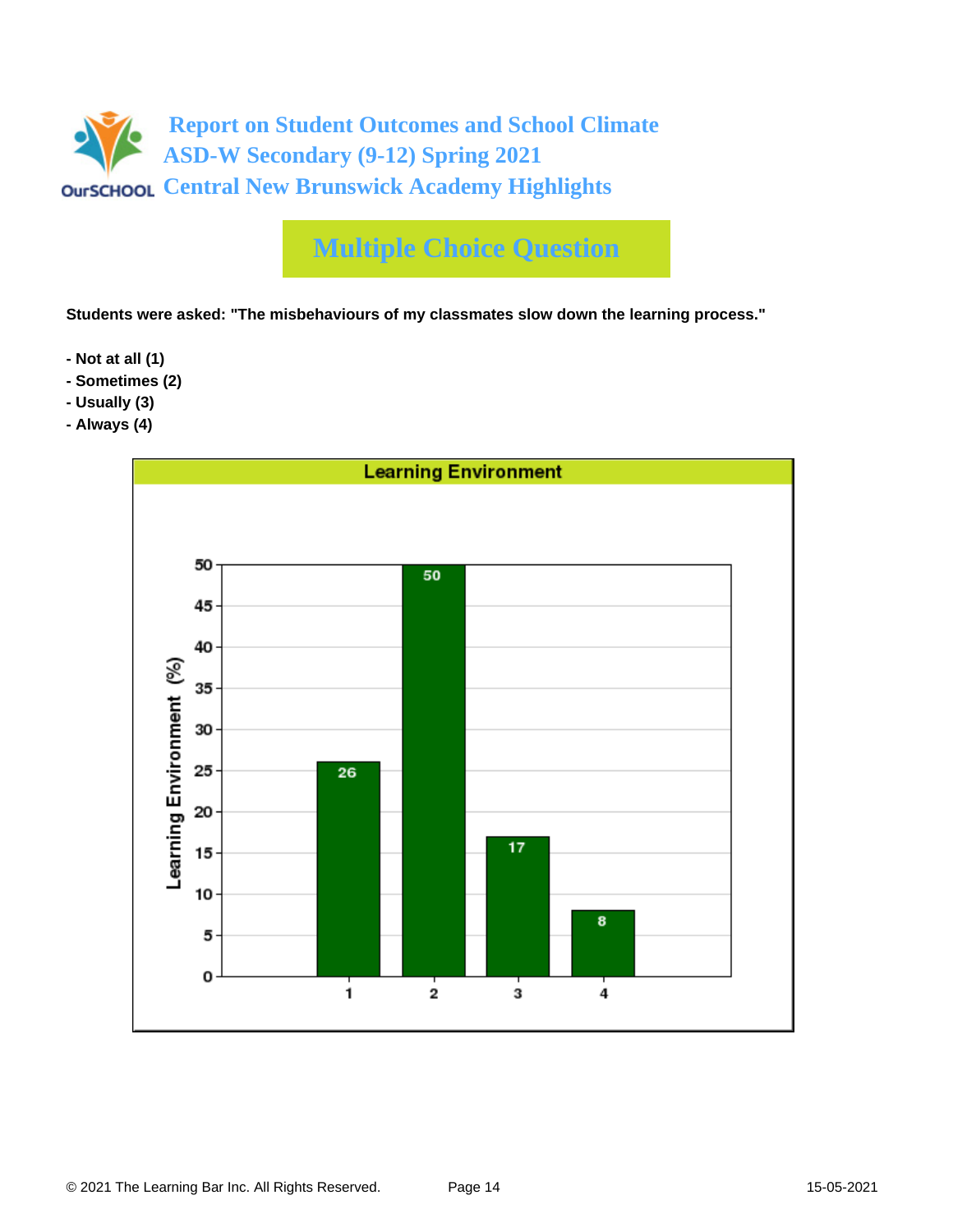# Report on Student Outcomes and School Climate
# ASD-W Secondary (9-12) Spring 2021
# Central New Brunswick Academy Highlights

## Multiple Choice Question

**Students were asked: "The misbehaviours of my classmates slow down the learning process."**

- **Not at all (1)**
- **Sometimes (2)**
- **Usually (3)**
- **Always (4)**

**Learning Environment**

| Response | Learning Environment (%) |
| --- | --- |
| 1 | 26 |
| 2 | 50 |
| 3 | 17 |
| 4 | 8 |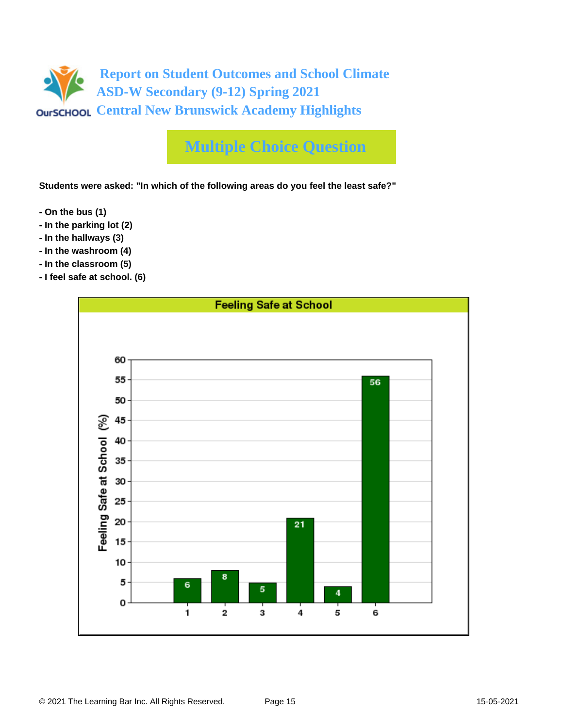# Report on Student Outcomes and School Climate
# ASD-W Secondary (9-12) Spring 2021
# Central New Brunswick Academy Highlights

OurSCHOOL

## Multiple Choice Question

**Students were asked: "In which of the following areas do you feel the least safe?"**

- **- On the bus (1)**
- **- In the parking lot (2)**
- **- In the hallways (3)**
- **- In the washroom (4)**
- **- In the classroom (5)**
- **- I feel safe at school. (6)**

Feeling Safe at School

Feeling Safe at School (%)

0
5
10
15
20
25
30
35
40
45
50
55
60

1
2
3
4
5
6

6
8
5
21
4
56

© 2021 The Learning Bar Inc. All Rights Reserved.

15-05-2021